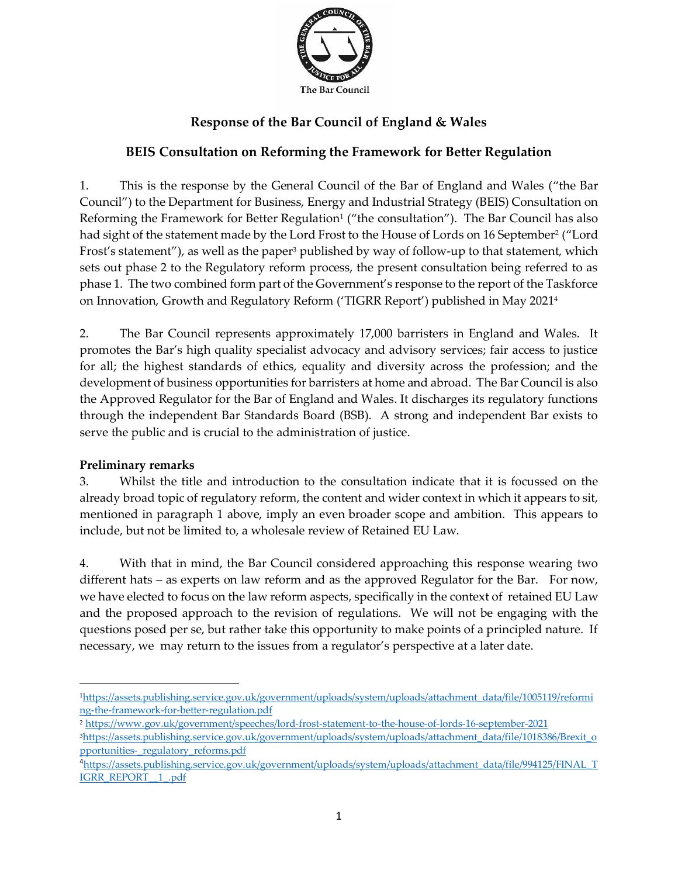The Bar Council

# Response of the Bar Council of England & Wales

## BEIS Consultation on Reforming the Framework for Better Regulation

1. This is the response by the General Council of the Bar of England and Wales ("the Bar Council") to the Department for Business, Energy and Industrial Strategy (BEIS) Consultation on Reforming the Framework for Better Regulation[1] ("the consultation"). The Bar Council has also had sight of the statement made by the Lord Frost to the House of Lords on 16 September[2] ("Lord Frost's statement"), as well as the paper[3] published by way of follow-up to that statement, which sets out phase 2 to the Regulatory reform process, the present consultation being referred to as phase 1. The two combined form part of the Government's response to the report of the Taskforce on Innovation, Growth and Regulatory Reform ('TIGRR Report') published in May 2021[4]

2. The Bar Council represents approximately 17,000 barristers in England and Wales. It promotes the Bar's high quality specialist advocacy and advisory services; fair access to justice for all; the highest standards of ethics, equality and diversity across the profession; and the development of business opportunities for barristers at home and abroad. The Bar Council is also the Approved Regulator for the Bar of England and Wales. It discharges its regulatory functions through the independent Bar Standards Board (BSB). A strong and independent Bar exists to serve the public and is crucial to the administration of justice.

**Preliminary remarks**

3. Whilst the title and introduction to the consultation indicate that it is focussed on the already broad topic of regulatory reform, the content and wider context in which it appears to sit, mentioned in paragraph 1 above, imply an even broader scope and ambition. This appears to include, but not be limited to, a wholesale review of Retained EU Law.

4. With that in mind, the Bar Council considered approaching this response wearing two different hats – as experts on law reform and as the approved Regulator for the Bar. For now, we have elected to focus on the law reform aspects, specifically in the context of retained EU Law and the proposed approach to the revision of regulations. We will not be engaging with the questions posed per se, but rather take this opportunity to make points of a principled nature. If necessary, we may return to the issues from a regulator's perspective at a later date.

---

[1] https://assets.publishing.service.gov.uk/government/uploads/system/uploads/attachment_data/file/1005119/reforming-the-framework-for-better-regulation.pdf

[2] https://www.gov.uk/government/speeches/lord-frost-statement-to-the-house-of-lords-16-september-2021

[3] https://assets.publishing.service.gov.uk/government/uploads/system/uploads/attachment_data/file/1018386/Brexit_opportunities-_regulatory_reforms.pdf

[4] https://assets.publishing.service.gov.uk/government/uploads/system/uploads/attachment_data/file/994125/FINAL_TIGRR_REPORT__1_.pdf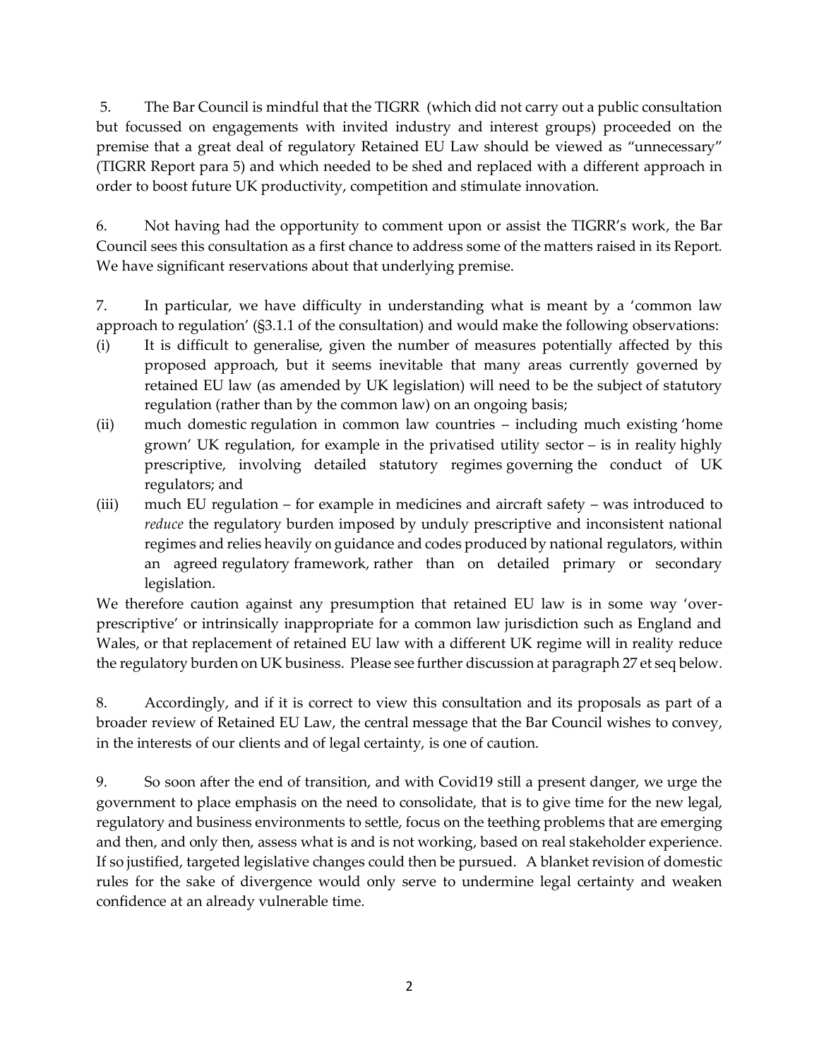5. The Bar Council is mindful that the TIGRR (which did not carry out a public consultation but focussed on engagements with invited industry and interest groups) proceeded on the premise that a great deal of regulatory Retained EU Law should be viewed as "unnecessary" (TIGRR Report para 5) and which needed to be shed and replaced with a different approach in order to boost future UK productivity, competition and stimulate innovation.

6. Not having had the opportunity to comment upon or assist the TIGRR's work, the Bar Council sees this consultation as a first chance to address some of the matters raised in its Report. We have significant reservations about that underlying premise.

7. In particular, we have difficulty in understanding what is meant by a 'common law approach to regulation' (§3.1.1 of the consultation) and would make the following observations:

(i) It is difficult to generalise, given the number of measures potentially affected by this proposed approach, but it seems inevitable that many areas currently governed by retained EU law (as amended by UK legislation) will need to be the subject of statutory regulation (rather than by the common law) on an ongoing basis;

(ii) much domestic regulation in common law countries – including much existing 'home grown' UK regulation, for example in the privatised utility sector – is in reality highly prescriptive, involving detailed statutory regimes governing the conduct of UK regulators; and

(iii) much EU regulation – for example in medicines and aircraft safety – was introduced to *reduce* the regulatory burden imposed by unduly prescriptive and inconsistent national regimes and relies heavily on guidance and codes produced by national regulators, within an agreed regulatory framework, rather than on detailed primary or secondary legislation.

We therefore caution against any presumption that retained EU law is in some way 'over-prescriptive' or intrinsically inappropriate for a common law jurisdiction such as England and Wales, or that replacement of retained EU law with a different UK regime will in reality reduce the regulatory burden on UK business. Please see further discussion at paragraph 27 et seq below.

8. Accordingly, and if it is correct to view this consultation and its proposals as part of a broader review of Retained EU Law, the central message that the Bar Council wishes to convey, in the interests of our clients and of legal certainty, is one of caution.

9. So soon after the end of transition, and with Covid19 still a present danger, we urge the government to place emphasis on the need to consolidate, that is to give time for the new legal, regulatory and business environments to settle, focus on the teething problems that are emerging and then, and only then, assess what is and is not working, based on real stakeholder experience. If so justified, targeted legislative changes could then be pursued. A blanket revision of domestic rules for the sake of divergence would only serve to undermine legal certainty and weaken confidence at an already vulnerable time.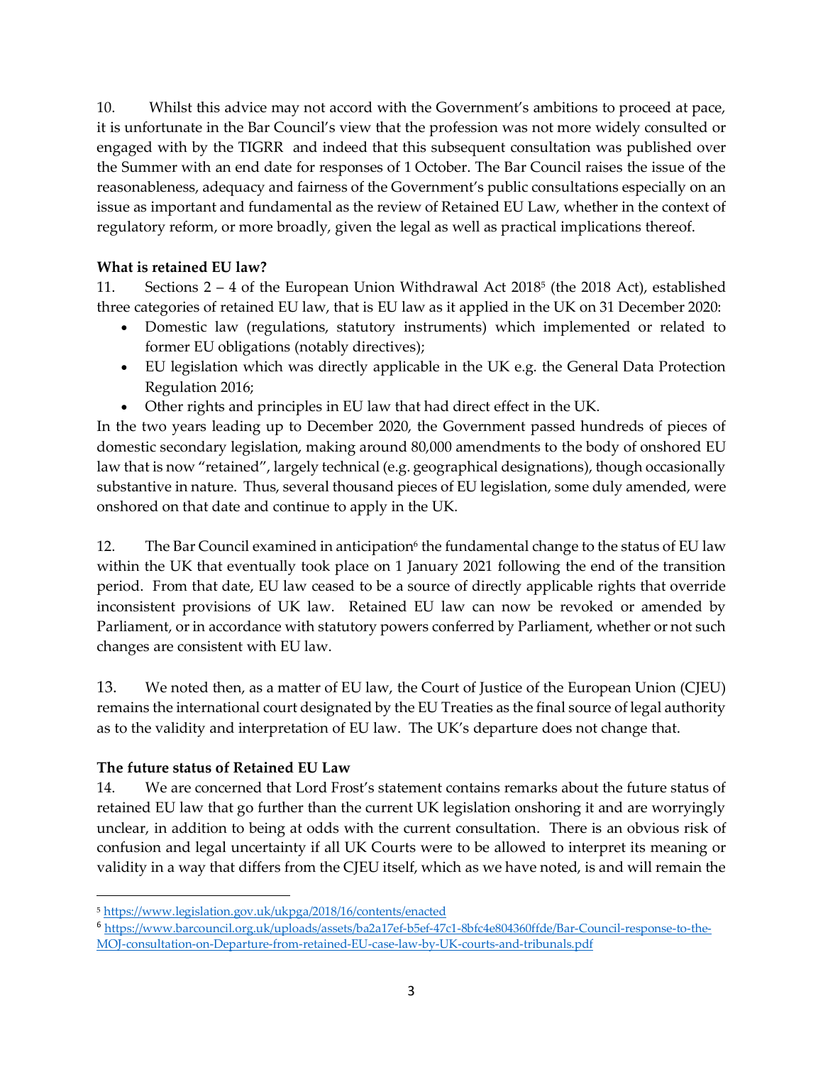10. Whilst this advice may not accord with the Government's ambitions to proceed at pace, it is unfortunate in the Bar Council's view that the profession was not more widely consulted or engaged with by the TIGRR and indeed that this subsequent consultation was published over the Summer with an end date for responses of 1 October. The Bar Council raises the issue of the reasonableness, adequacy and fairness of the Government's public consultations especially on an issue as important and fundamental as the review of Retained EU Law, whether in the context of regulatory reform, or more broadly, given the legal as well as practical implications thereof.

**What is retained EU law?**

11. Sections 2 – 4 of the European Union Withdrawal Act 2018[5] (the 2018 Act), established three categories of retained EU law, that is EU law as it applied in the UK on 31 December 2020:

- Domestic law (regulations, statutory instruments) which implemented or related to former EU obligations (notably directives);
- EU legislation which was directly applicable in the UK e.g. the General Data Protection Regulation 2016;
- Other rights and principles in EU law that had direct effect in the UK.

In the two years leading up to December 2020, the Government passed hundreds of pieces of domestic secondary legislation, making around 80,000 amendments to the body of onshored EU law that is now "retained", largely technical (e.g. geographical designations), though occasionally substantive in nature. Thus, several thousand pieces of EU legislation, some duly amended, were onshored on that date and continue to apply in the UK.

12. The Bar Council examined in anticipation[6] the fundamental change to the status of EU law within the UK that eventually took place on 1 January 2021 following the end of the transition period. From that date, EU law ceased to be a source of directly applicable rights that override inconsistent provisions of UK law. Retained EU law can now be revoked or amended by Parliament, or in accordance with statutory powers conferred by Parliament, whether or not such changes are consistent with EU law.

13. We noted then, as a matter of EU law, the Court of Justice of the European Union (CJEU) remains the international court designated by the EU Treaties as the final source of legal authority as to the validity and interpretation of EU law. The UK's departure does not change that.

**The future status of Retained EU Law**

14. We are concerned that Lord Frost's statement contains remarks about the future status of retained EU law that go further than the current UK legislation onshoring it and are worryingly unclear, in addition to being at odds with the current consultation. There is an obvious risk of confusion and legal uncertainty if all UK Courts were to be allowed to interpret its meaning or validity in a way that differs from the CJEU itself, which as we have noted, is and will remain the

---

[5] https://www.legislation.gov.uk/ukpga/2018/16/contents/enacted

[6] https://www.barcouncil.org.uk/uploads/assets/ba2a17ef-b5ef-47c1-8bfc4e804360ffde/Bar-Council-response-to-the-MOJ-consultation-on-Departure-from-retained-EU-case-law-by-UK-courts-and-tribunals.pdf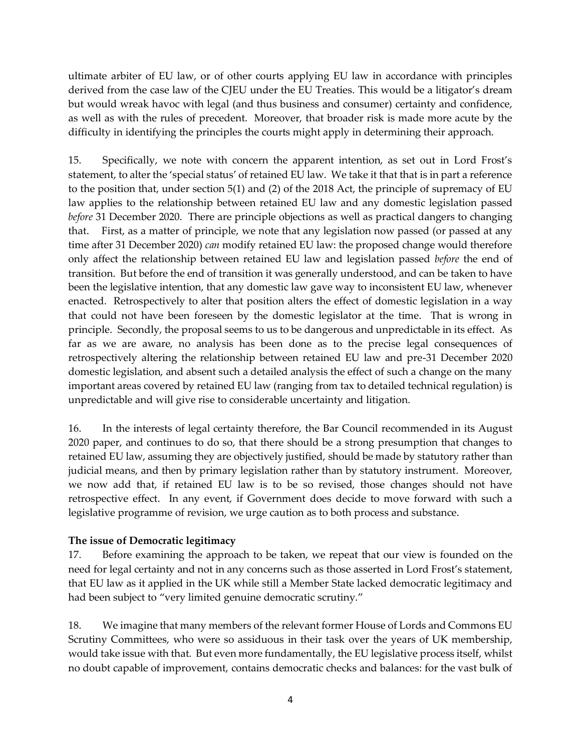ultimate arbiter of EU law, or of other courts applying EU law in accordance with principles derived from the case law of the CJEU under the EU Treaties. This would be a litigator's dream but would wreak havoc with legal (and thus business and consumer) certainty and confidence, as well as with the rules of precedent. Moreover, that broader risk is made more acute by the difficulty in identifying the principles the courts might apply in determining their approach.

15. Specifically, we note with concern the apparent intention, as set out in Lord Frost's statement, to alter the 'special status' of retained EU law. We take it that that is in part a reference to the position that, under section 5(1) and (2) of the 2018 Act, the principle of supremacy of EU law applies to the relationship between retained EU law and any domestic legislation passed *before* 31 December 2020. There are principle objections as well as practical dangers to changing that. First, as a matter of principle, we note that any legislation now passed (or passed at any time after 31 December 2020) *can* modify retained EU law: the proposed change would therefore only affect the relationship between retained EU law and legislation passed *before* the end of transition. But before the end of transition it was generally understood, and can be taken to have been the legislative intention, that any domestic law gave way to inconsistent EU law, whenever enacted. Retrospectively to alter that position alters the effect of domestic legislation in a way that could not have been foreseen by the domestic legislator at the time. That is wrong in principle. Secondly, the proposal seems to us to be dangerous and unpredictable in its effect. As far as we are aware, no analysis has been done as to the precise legal consequences of retrospectively altering the relationship between retained EU law and pre-31 December 2020 domestic legislation, and absent such a detailed analysis the effect of such a change on the many important areas covered by retained EU law (ranging from tax to detailed technical regulation) is unpredictable and will give rise to considerable uncertainty and litigation.

16. In the interests of legal certainty therefore, the Bar Council recommended in its August 2020 paper, and continues to do so, that there should be a strong presumption that changes to retained EU law, assuming they are objectively justified, should be made by statutory rather than judicial means, and then by primary legislation rather than by statutory instrument. Moreover, we now add that, if retained EU law is to be so revised, those changes should not have retrospective effect. In any event, if Government does decide to move forward with such a legislative programme of revision, we urge caution as to both process and substance.

**The issue of Democratic legitimacy**

17. Before examining the approach to be taken, we repeat that our view is founded on the need for legal certainty and not in any concerns such as those asserted in Lord Frost's statement, that EU law as it applied in the UK while still a Member State lacked democratic legitimacy and had been subject to "very limited genuine democratic scrutiny."

18. We imagine that many members of the relevant former House of Lords and Commons EU Scrutiny Committees, who were so assiduous in their task over the years of UK membership, would take issue with that. But even more fundamentally, the EU legislative process itself, whilst no doubt capable of improvement, contains democratic checks and balances: for the vast bulk of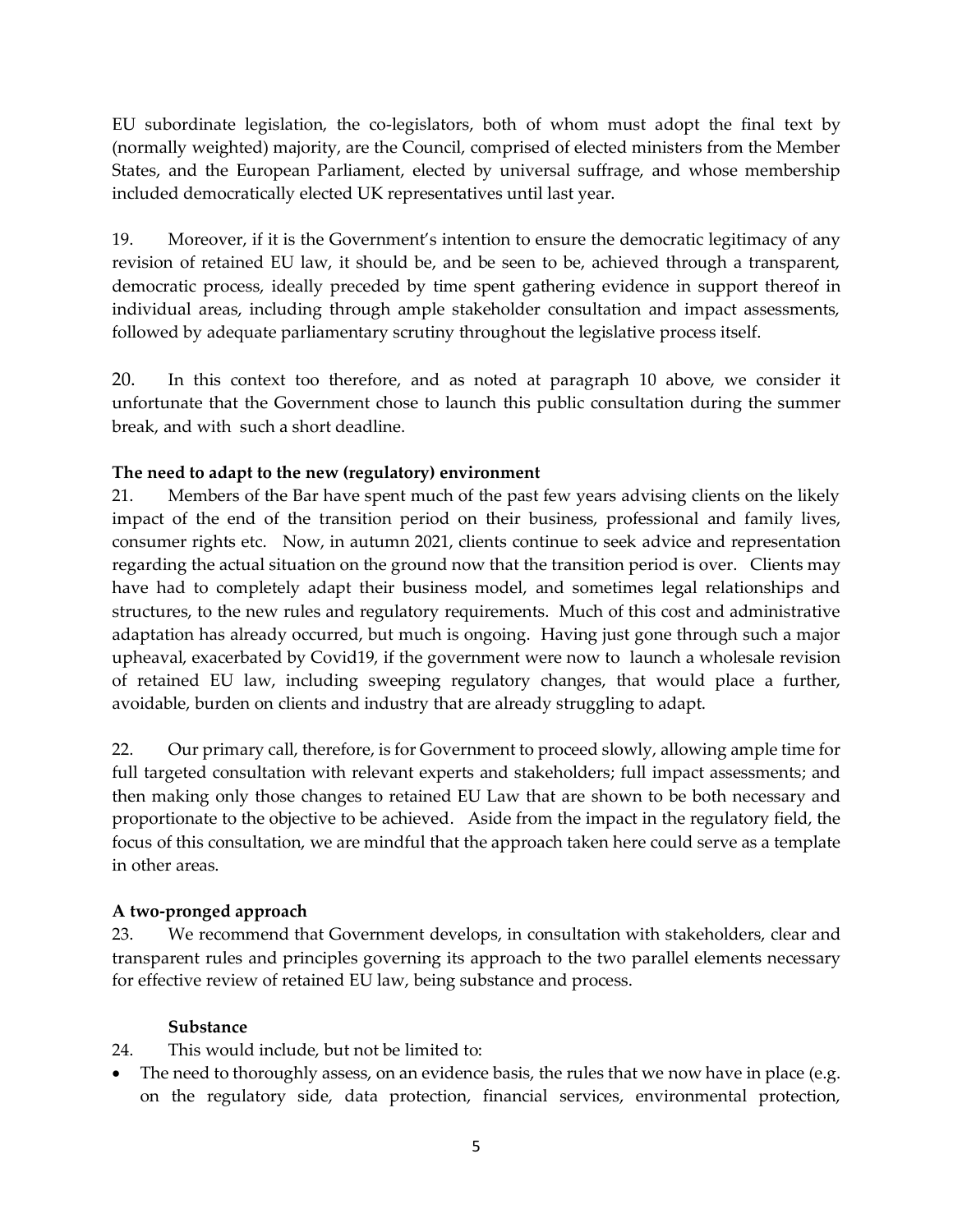EU subordinate legislation, the co-legislators, both of whom must adopt the final text by (normally weighted) majority, are the Council, comprised of elected ministers from the Member States, and the European Parliament, elected by universal suffrage, and whose membership included democratically elected UK representatives until last year.

19. Moreover, if it is the Government's intention to ensure the democratic legitimacy of any revision of retained EU law, it should be, and be seen to be, achieved through a transparent, democratic process, ideally preceded by time spent gathering evidence in support thereof in individual areas, including through ample stakeholder consultation and impact assessments, followed by adequate parliamentary scrutiny throughout the legislative process itself.

20. In this context too therefore, and as noted at paragraph 10 above, we consider it unfortunate that the Government chose to launch this public consultation during the summer break, and with such a short deadline.

**The need to adapt to the new (regulatory) environment**

21. Members of the Bar have spent much of the past few years advising clients on the likely impact of the end of the transition period on their business, professional and family lives, consumer rights etc. Now, in autumn 2021, clients continue to seek advice and representation regarding the actual situation on the ground now that the transition period is over. Clients may have had to completely adapt their business model, and sometimes legal relationships and structures, to the new rules and regulatory requirements. Much of this cost and administrative adaptation has already occurred, but much is ongoing. Having just gone through such a major upheaval, exacerbated by Covid19, if the government were now to launch a wholesale revision of retained EU law, including sweeping regulatory changes, that would place a further, avoidable, burden on clients and industry that are already struggling to adapt.

22. Our primary call, therefore, is for Government to proceed slowly, allowing ample time for full targeted consultation with relevant experts and stakeholders; full impact assessments; and then making only those changes to retained EU Law that are shown to be both necessary and proportionate to the objective to be achieved. Aside from the impact in the regulatory field, the focus of this consultation, we are mindful that the approach taken here could serve as a template in other areas.

**A two-pronged approach**

23. We recommend that Government develops, in consultation with stakeholders, clear and transparent rules and principles governing its approach to the two parallel elements necessary for effective review of retained EU law, being substance and process.

**Substance**

24. This would include, but not be limited to:

- The need to thoroughly assess, on an evidence basis, the rules that we now have in place (e.g. on the regulatory side, data protection, financial services, environmental protection,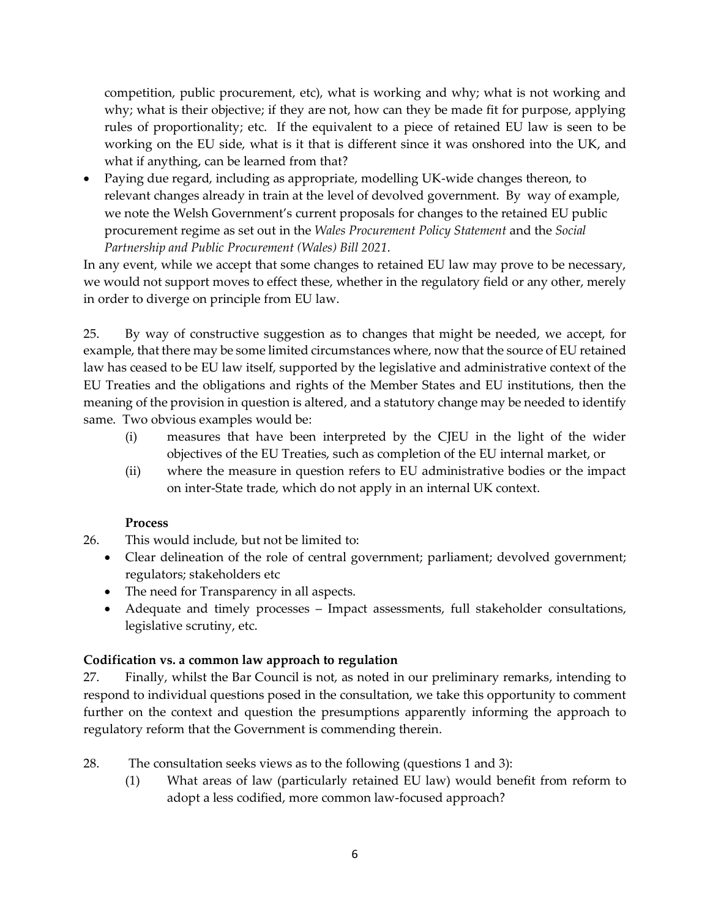competition, public procurement, etc), what is working and why; what is not working and why; what is their objective; if they are not, how can they be made fit for purpose, applying rules of proportionality; etc. If the equivalent to a piece of retained EU law is seen to be working on the EU side, what is it that is different since it was onshored into the UK, and what if anything, can be learned from that?

- Paying due regard, including as appropriate, modelling UK-wide changes thereon, to relevant changes already in train at the level of devolved government. By way of example, we note the Welsh Government's current proposals for changes to the retained EU public procurement regime as set out in the *Wales Procurement Policy Statement* and the *Social Partnership and Public Procurement (Wales) Bill 2021*.

In any event, while we accept that some changes to retained EU law may prove to be necessary, we would not support moves to effect these, whether in the regulatory field or any other, merely in order to diverge on principle from EU law.

25. By way of constructive suggestion as to changes that might be needed, we accept, for example, that there may be some limited circumstances where, now that the source of EU retained law has ceased to be EU law itself, supported by the legislative and administrative context of the EU Treaties and the obligations and rights of the Member States and EU institutions, then the meaning of the provision in question is altered, and a statutory change may be needed to identify same. Two obvious examples would be:

(i) measures that have been interpreted by the CJEU in the light of the wider objectives of the EU Treaties, such as completion of the EU internal market, or

(ii) where the measure in question refers to EU administrative bodies or the impact on inter-State trade, which do not apply in an internal UK context.

**Process**

26. This would include, but not be limited to:

- Clear delineation of the role of central government; parliament; devolved government; regulators; stakeholders etc
- The need for Transparency in all aspects.
- Adequate and timely processes – Impact assessments, full stakeholder consultations, legislative scrutiny, etc.

**Codification vs. a common law approach to regulation**

27. Finally, whilst the Bar Council is not, as noted in our preliminary remarks, intending to respond to individual questions posed in the consultation, we take this opportunity to comment further on the context and question the presumptions apparently informing the approach to regulatory reform that the Government is commending therein.

28. The consultation seeks views as to the following (questions 1 and 3):

(1) What areas of law (particularly retained EU law) would benefit from reform to adopt a less codified, more common law-focused approach?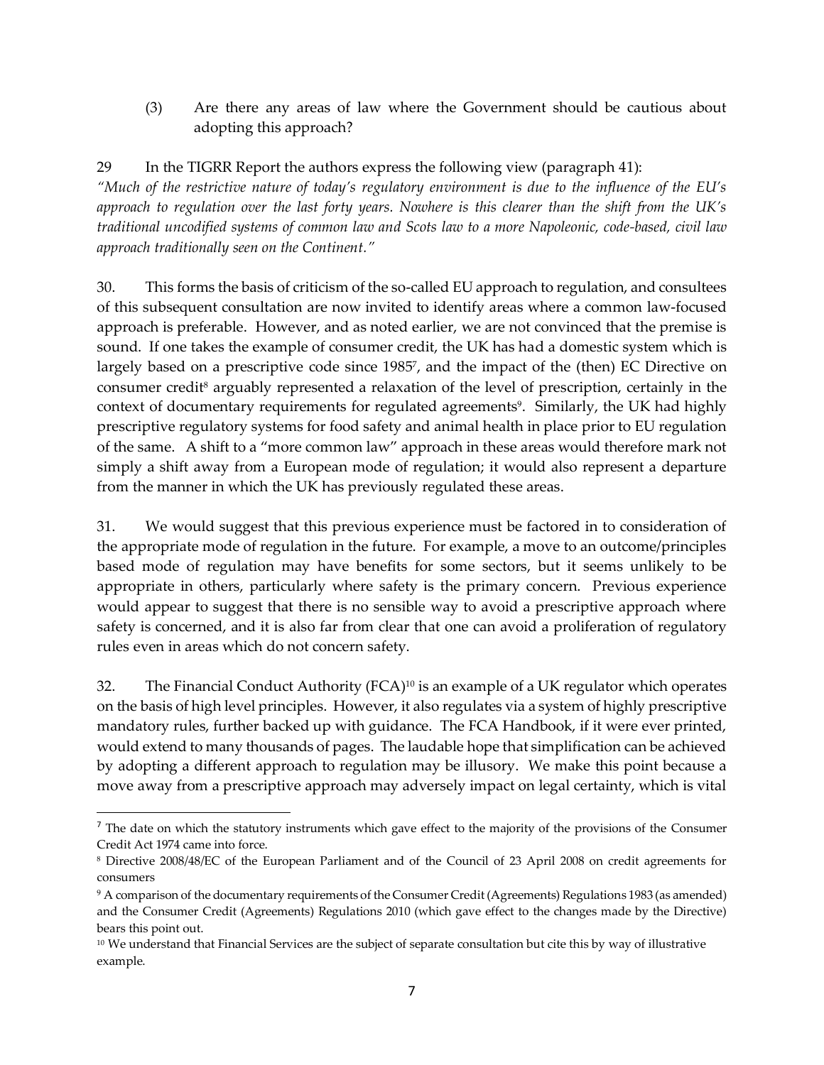(3) Are there any areas of law where the Government should be cautious about adopting this approach?

29 In the TIGRR Report the authors express the following view (paragraph 41):
*"Much of the restrictive nature of today's regulatory environment is due to the influence of the EU's approach to regulation over the last forty years. Nowhere is this clearer than the shift from the UK's traditional uncodified systems of common law and Scots law to a more Napoleonic, code-based, civil law approach traditionally seen on the Continent."*

30. This forms the basis of criticism of the so-called EU approach to regulation, and consultees of this subsequent consultation are now invited to identify areas where a common law-focused approach is preferable. However, and as noted earlier, we are not convinced that the premise is sound. If one takes the example of consumer credit, the UK has had a domestic system which is largely based on a prescriptive code since 1985[7], and the impact of the (then) EC Directive on consumer credit[8] arguably represented a relaxation of the level of prescription, certainly in the context of documentary requirements for regulated agreements[9]. Similarly, the UK had highly prescriptive regulatory systems for food safety and animal health in place prior to EU regulation of the same. A shift to a "more common law" approach in these areas would therefore mark not simply a shift away from a European mode of regulation; it would also represent a departure from the manner in which the UK has previously regulated these areas.

31. We would suggest that this previous experience must be factored in to consideration of the appropriate mode of regulation in the future. For example, a move to an outcome/principles based mode of regulation may have benefits for some sectors, but it seems unlikely to be appropriate in others, particularly where safety is the primary concern. Previous experience would appear to suggest that there is no sensible way to avoid a prescriptive approach where safety is concerned, and it is also far from clear that one can avoid a proliferation of regulatory rules even in areas which do not concern safety.

32. The Financial Conduct Authority (FCA)[10] is an example of a UK regulator which operates on the basis of high level principles. However, it also regulates via a system of highly prescriptive mandatory rules, further backed up with guidance. The FCA Handbook, if it were ever printed, would extend to many thousands of pages. The laudable hope that simplification can be achieved by adopting a different approach to regulation may be illusory. We make this point because a move away from a prescriptive approach may adversely impact on legal certainty, which is vital

---

[7] The date on which the statutory instruments which gave effect to the majority of the provisions of the Consumer Credit Act 1974 came into force.

[8] Directive 2008/48/EC of the European Parliament and of the Council of 23 April 2008 on credit agreements for consumers

[9] A comparison of the documentary requirements of the Consumer Credit (Agreements) Regulations 1983 (as amended) and the Consumer Credit (Agreements) Regulations 2010 (which gave effect to the changes made by the Directive) bears this point out.

[10] We understand that Financial Services are the subject of separate consultation but cite this by way of illustrative example.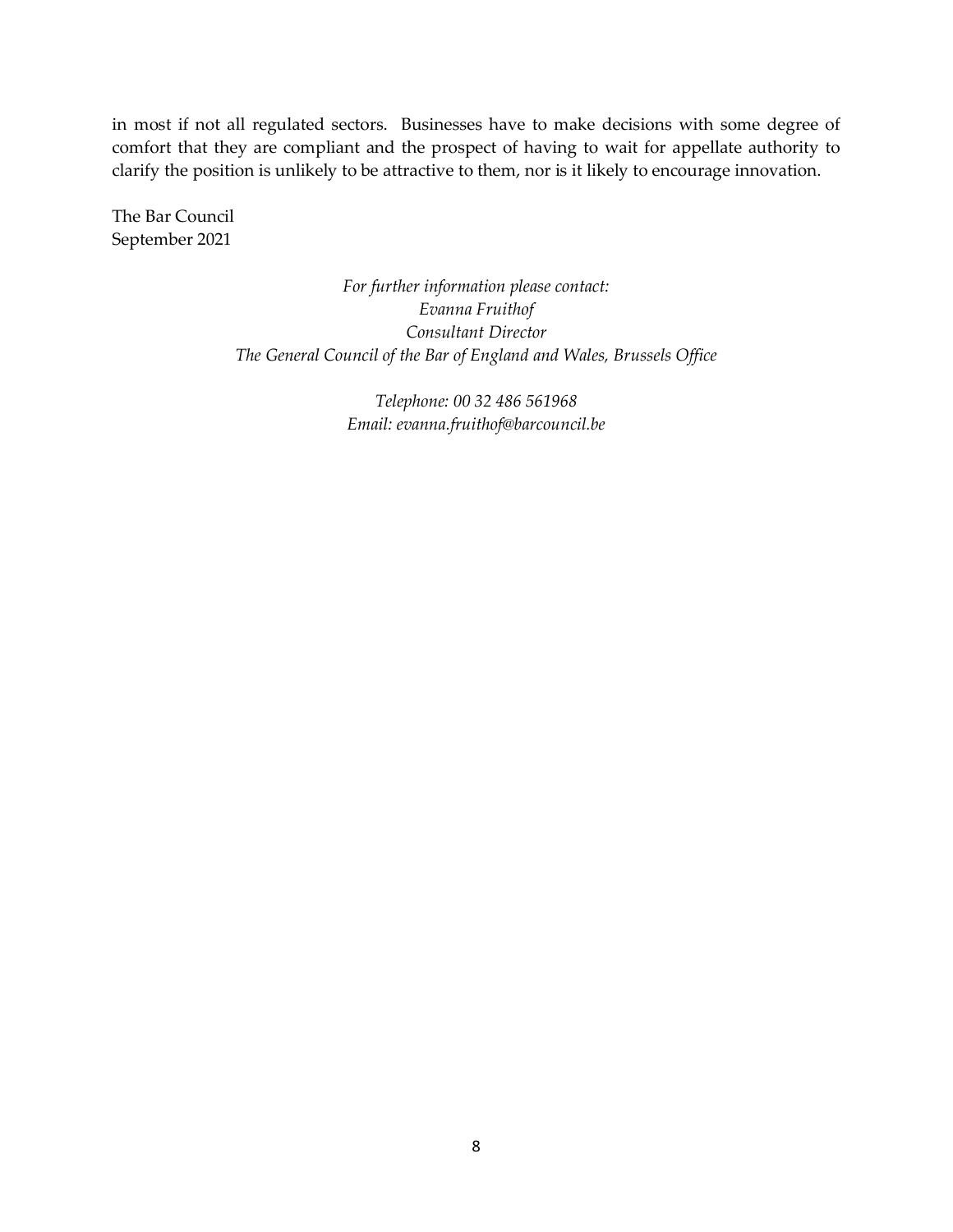in most if not all regulated sectors. Businesses have to make decisions with some degree of comfort that they are compliant and the prospect of having to wait for appellate authority to clarify the position is unlikely to be attractive to them, nor is it likely to encourage innovation.

The Bar Council
September 2021

*For further information please contact:*
*Evanna Fruithof*
*Consultant Director*
*The General Council of the Bar of England and Wales, Brussels Office*

*Telephone: 00 32 486 561968*
*Email: evanna.fruithof@barcouncil.be*